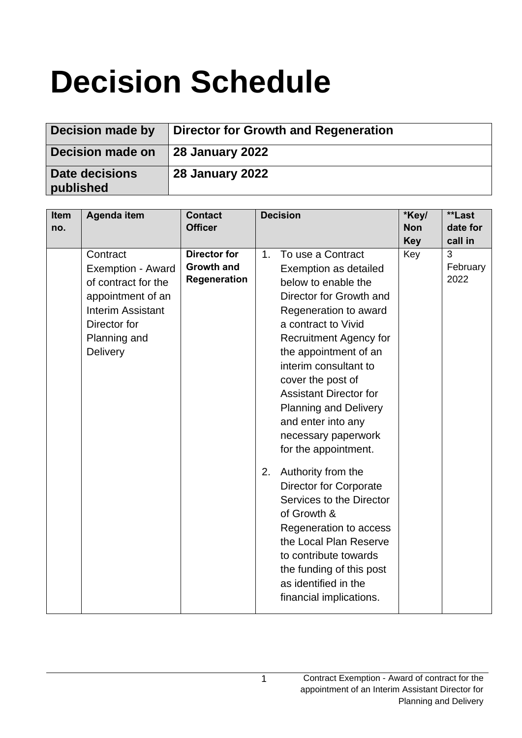# Decision Schedule

| Decision made by | Director for Growth and Regeneration |
|---|---|
| Decision made on | 28 January 2022 |
| Date decisions published | 28 January 2022 |

| Item no. | Agenda item | Contact Officer | Decision | *Key/ Non Key | **Last date for call in |
|---|---|---|---|---|---|
| | Contract Exemption - Award of contract for the appointment of an Interim Assistant Director for Planning and Delivery | **Director for Growth and Regeneration** | 1. To use a Contract Exemption as detailed below to enable the Director for Growth and Regeneration to award a contract to Vivid Recruitment Agency for the appointment of an interim consultant to cover the post of Assistant Director for Planning and Delivery and enter into any necessary paperwork for the appointment.<br><br>2. Authority from the Director for Corporate Services to the Director of Growth & Regeneration to access the Local Plan Reserve to contribute towards the funding of this post as identified in the financial implications. | Key | 3 February 2022 |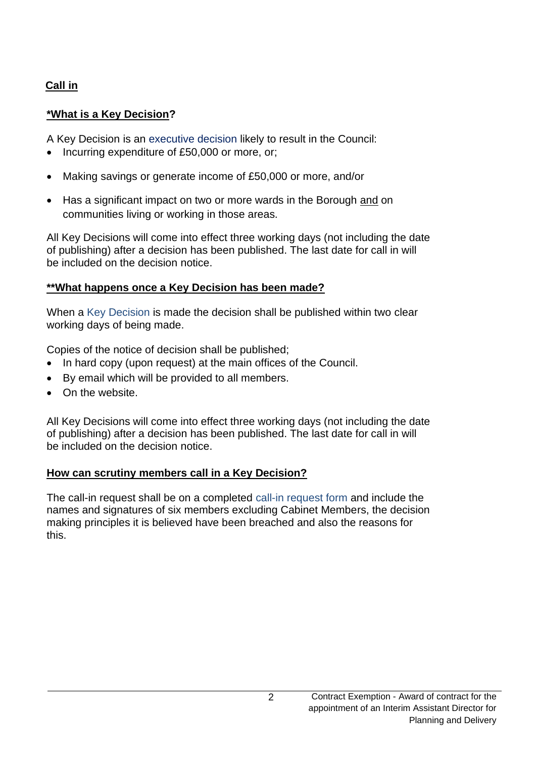## Call in

### *What is a Key Decision?

A Key Decision is an executive decision likely to result in the Council:

- Incurring expenditure of £50,000 or more, or;
- Making savings or generate income of £50,000 or more, and/or
- Has a significant impact on two or more wards in the Borough and on communities living or working in those areas.

All Key Decisions will come into effect three working days (not including the date of publishing) after a decision has been published. The last date for call in will be included on the decision notice.

### **What happens once a Key Decision has been made?

When a Key Decision is made the decision shall be published within two clear working days of being made.

Copies of the notice of decision shall be published;

- In hard copy (upon request) at the main offices of the Council.
- By email which will be provided to all members.
- On the website.

All Key Decisions will come into effect three working days (not including the date of publishing) after a decision has been published. The last date for call in will be included on the decision notice.

### How can scrutiny members call in a Key Decision?

The call-in request shall be on a completed call-in request form and include the names and signatures of six members excluding Cabinet Members, the decision making principles it is believed have been breached and also the reasons for this.